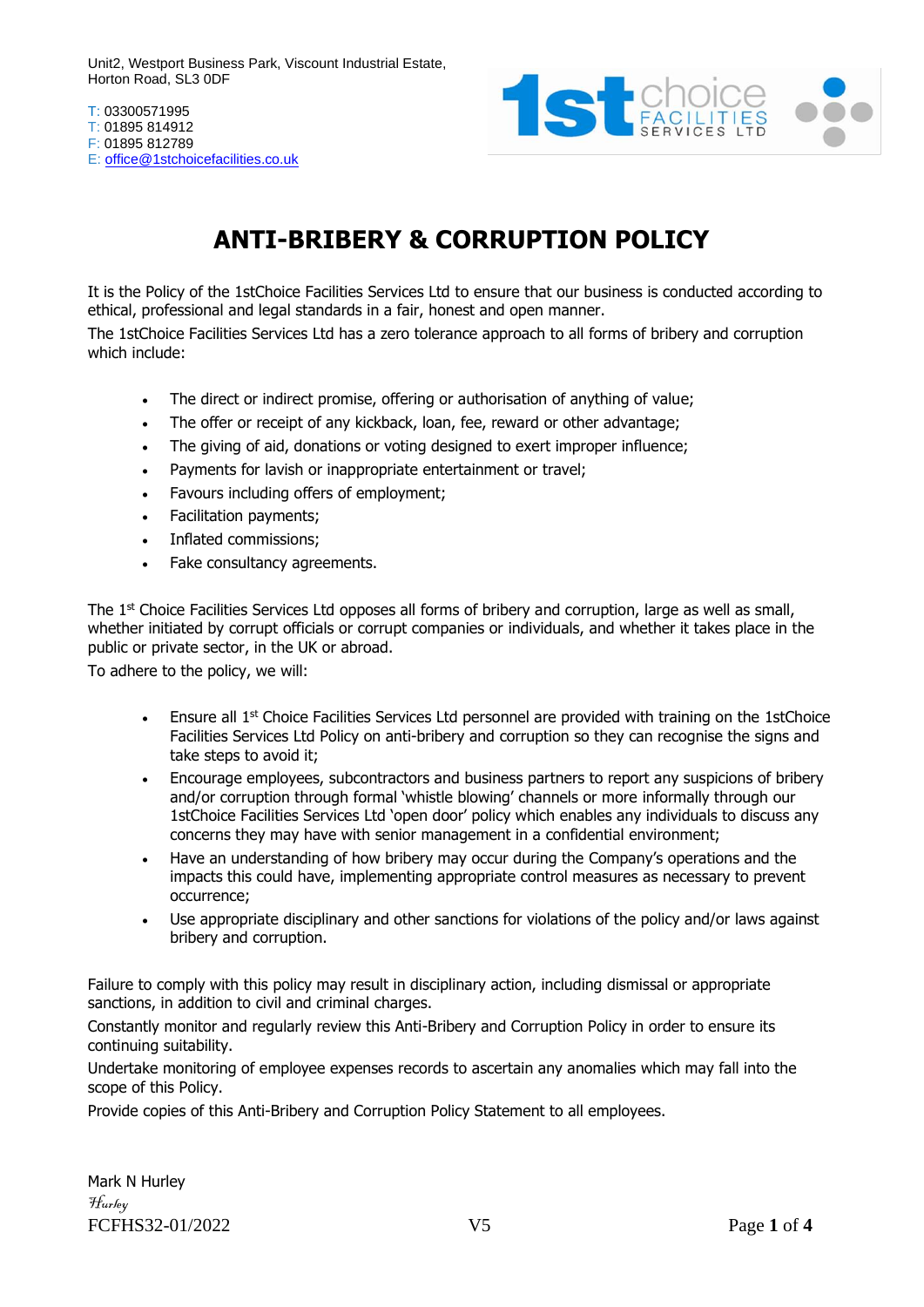Unit2, Westport Business Park, Viscount Industrial Estate,
Horton Road, SL3 0DF

T: 03300571995
T: 01895 814912
F: 01895 812789
E: office@1stchoicefacilities.co.uk

# ANTI-BRIBERY & CORRUPTION POLICY

It is the Policy of the 1stChoice Facilities Services Ltd to ensure that our business is conducted according to ethical, professional and legal standards in a fair, honest and open manner.

The 1stChoice Facilities Services Ltd has a zero tolerance approach to all forms of bribery and corruption which include:

- The direct or indirect promise, offering or authorisation of anything of value;
- The offer or receipt of any kickback, loan, fee, reward or other advantage;
- The giving of aid, donations or voting designed to exert improper influence;
- Payments for lavish or inappropriate entertainment or travel;
- Favours including offers of employment;
- Facilitation payments;
- Inflated commissions;
- Fake consultancy agreements.

The 1st Choice Facilities Services Ltd opposes all forms of bribery and corruption, large as well as small, whether initiated by corrupt officials or corrupt companies or individuals, and whether it takes place in the public or private sector, in the UK or abroad.

To adhere to the policy, we will:

- Ensure all 1st Choice Facilities Services Ltd personnel are provided with training on the 1stChoice Facilities Services Ltd Policy on anti-bribery and corruption so they can recognise the signs and take steps to avoid it;
- Encourage employees, subcontractors and business partners to report any suspicions of bribery and/or corruption through formal 'whistle blowing' channels or more informally through our 1stChoice Facilities Services Ltd 'open door' policy which enables any individuals to discuss any concerns they may have with senior management in a confidential environment;
- Have an understanding of how bribery may occur during the Company's operations and the impacts this could have, implementing appropriate control measures as necessary to prevent occurrence;
- Use appropriate disciplinary and other sanctions for violations of the policy and/or laws against bribery and corruption.

Failure to comply with this policy may result in disciplinary action, including dismissal or appropriate sanctions, in addition to civil and criminal charges.

Constantly monitor and regularly review this Anti-Bribery and Corruption Policy in order to ensure its continuing suitability.

Undertake monitoring of employee expenses records to ascertain any anomalies which may fall into the scope of this Policy.

Provide copies of this Anti-Bribery and Corruption Policy Statement to all employees.

Mark N Hurley

*Hurley*

FCFHS32-01/2022 V5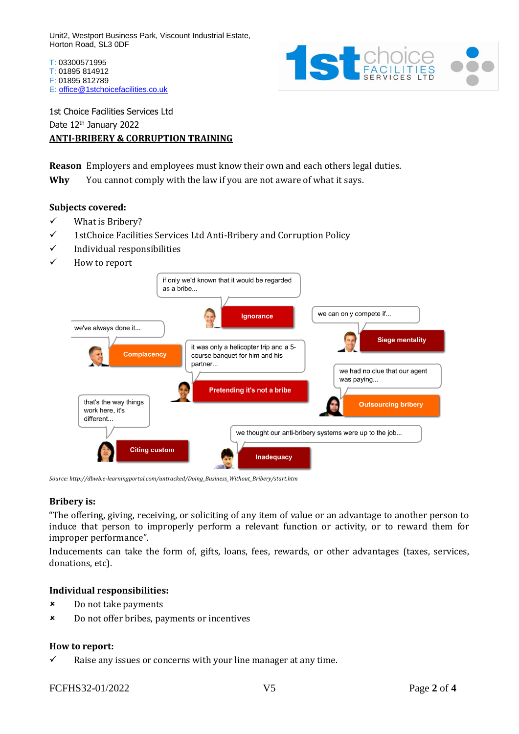Unit2, Westport Business Park, Viscount Industrial Estate,
Horton Road, SL3 0DF

T: 03300571995
T: 01895 814912
F: 01895 812789
E: office@1stchoicefacilities.co.uk

1st Choice Facilities Services Ltd
Date 12th January 2022

## ANTI-BRIBERY & CORRUPTION TRAINING

**Reason** Employers and employees must know their own and each others legal duties.
**Why** You cannot comply with the law if you are not aware of what it says.

### Subjects covered:

- ✓ What is Bribery?
- ✓ 1stChoice Facilities Services Ltd Anti-Bribery and Corruption Policy
- ✓ Individual responsibilities
- ✓ How to report

if only we'd known that it would be regarded as a bribe... — **Ignorance**

we've always done it... — **Complacency**

we can only compete if... — **Siege mentality**

it was only a helicopter trip and a 5-course banquet for him and his partner... — **Pretending it's not a bribe**

we had no clue that our agent was paying... — **Outsourcing bribery**

that's the way things work here, it's different... — **Citing custom**

we thought our anti-bribery systems were up to the job... — **Inadequacy**

*Source: http://dbwb.e-learningportal.com/untracked/Doing_Business_Without_Bribery/start.htm*

### Bribery is:

"The offering, giving, receiving, or soliciting of any item of value or an advantage to another person to induce that person to improperly perform a relevant function or activity, or to reward them for improper performance".

Inducements can take the form of, gifts, loans, fees, rewards, or other advantages (taxes, services, donations, etc).

### Individual responsibilities:

- ✗ Do not take payments
- ✗ Do not offer bribes, payments or incentives

### How to report:

- ✓ Raise any issues or concerns with your line manager at any time.

FCFHS32-01/2022 V5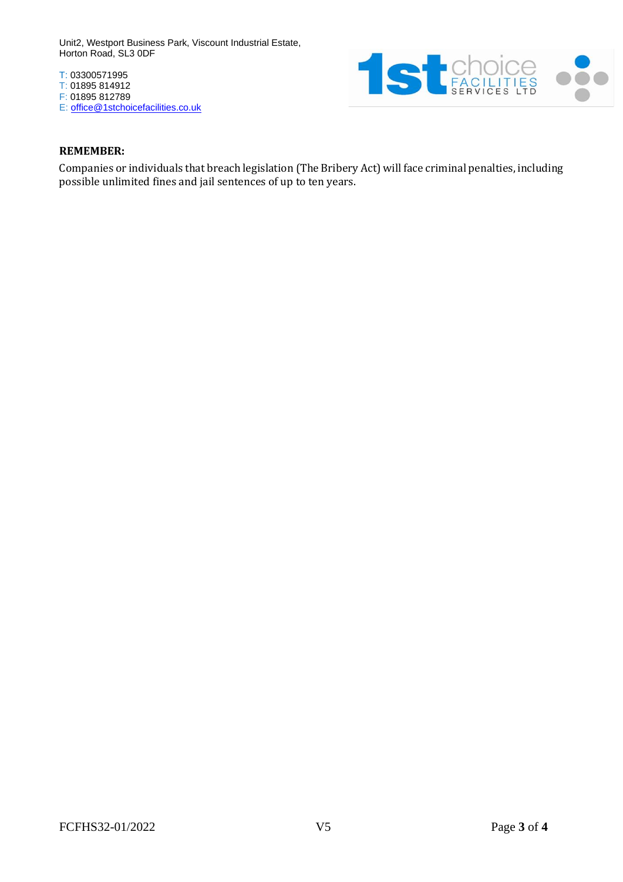**REMEMBER:**

Companies or individuals that breach legislation (The Bribery Act) will face criminal penalties, including possible unlimited fines and jail sentences of up to ten years.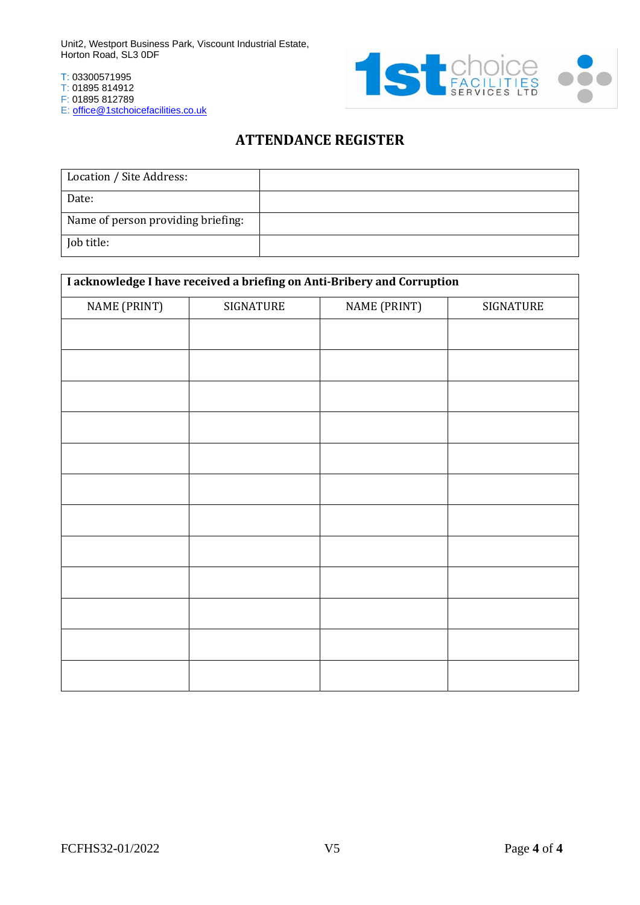Unit2, Westport Business Park, Viscount Industrial Estate,
Horton Road, SL3 0DF

T: 03300571995
T: 01895 814912
F: 01895 812789
E: office@1stchoicefacilities.co.uk

# ATTENDANCE REGISTER

| | |
|---|---|
| Location / Site Address: | |
| Date: | |
| Name of person providing briefing: | |
| Job title: | |

| **I acknowledge I have received a briefing on Anti-Bribery and Corruption** | | | |
|---|---|---|---|
| NAME (PRINT) | SIGNATURE | NAME (PRINT) | SIGNATURE |
| | | | |
| | | | |
| | | | |
| | | | |
| | | | |
| | | | |
| | | | |
| | | | |
| | | | |
| | | | |
| | | | |
| | | | |

FCFHS32-01/2022 V5